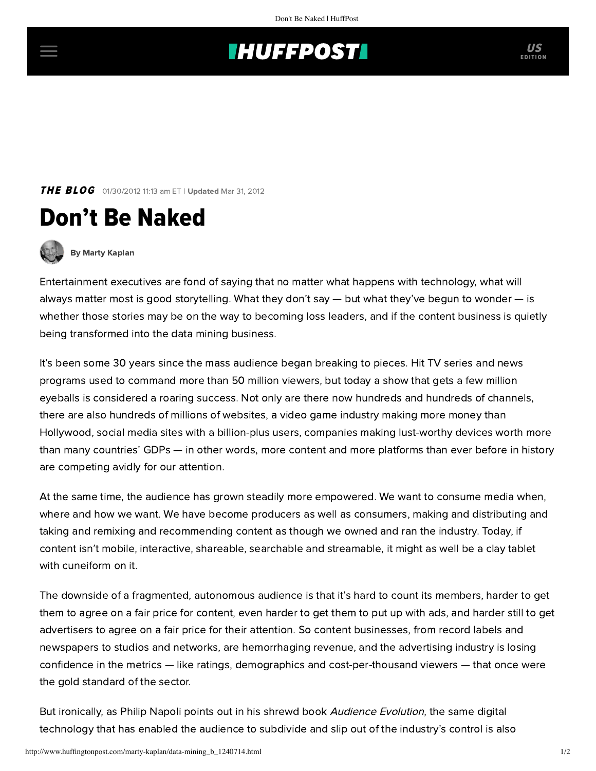**THE BLOG** 01/30/2012 11:13 am ET | **Updated** Mar 31, 2012

# Don't Be Naked

By Marty Kaplan

Entertainment executives are fond of saying that no matter what happens with technology, what will always matter most is good storytelling. What they don't say — but what they've begun to wonder — is whether those stories may be on the way to becoming loss leaders, and if the content business is quietly being transformed into the data mining business.

It's been some 30 years since the mass audience began breaking to pieces. Hit TV series and news programs used to command more than 50 million viewers, but today a show that gets a few million eyeballs is considered a roaring success. Not only are there now hundreds and hundreds of channels, there are also hundreds of millions of websites, a video game industry making more money than Hollywood, social media sites with a billion-plus users, companies making lust-worthy devices worth more than many countries' GDPs — in other words, more content and more platforms than ever before in history are competing avidly for our attention.

At the same time, the audience has grown steadily more empowered. We want to consume media when, where and how we want. We have become producers as well as consumers, making and distributing and taking and remixing and recommending content as though we owned and ran the industry. Today, if content isn't mobile, interactive, shareable, searchable and streamable, it might as well be a clay tablet with cuneiform on it.

The downside of a fragmented, autonomous audience is that it's hard to count its members, harder to get them to agree on a fair price for content, even harder to get them to put up with ads, and harder still to get advertisers to agree on a fair price for their attention. So content businesses, from record labels and newspapers to studios and networks, are hemorrhaging revenue, and the advertising industry is losing confidence in the metrics — like ratings, demographics and cost-per-thousand viewers — that once were the gold standard of the sector.

But ironically, as Philip Napoli points out in his shrewd book *Audience Evolution*, the same digital technology that has enabled the audience to subdivide and slip out of the industry's control is also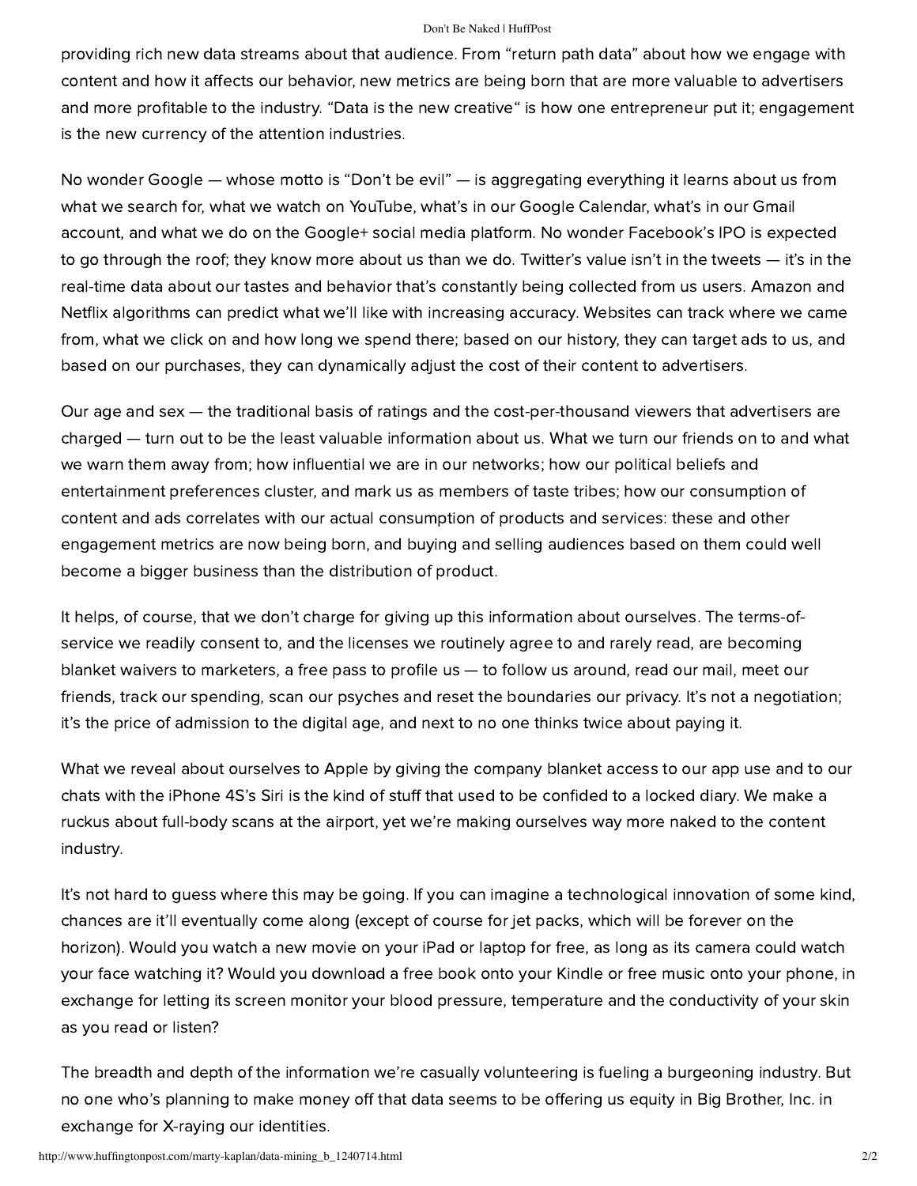providing rich new data streams about that audience. From "return path data" about how we engage with content and how it affects our behavior, new metrics are being born that are more valuable to advertisers and more profitable to the industry. "Data is the new creative" is how one entrepreneur put it; engagement is the new currency of the attention industries.

No wonder Google — whose motto is "Don't be evil" — is aggregating everything it learns about us from what we search for, what we watch on YouTube, what's in our Google Calendar, what's in our Gmail account, and what we do on the Google+ social media platform. No wonder Facebook's IPO is expected to go through the roof; they know more about us than we do. Twitter's value isn't in the tweets — it's in the real-time data about our tastes and behavior that's constantly being collected from us users. Amazon and Netflix algorithms can predict what we'll like with increasing accuracy. Websites can track where we came from, what we click on and how long we spend there; based on our history, they can target ads to us, and based on our purchases, they can dynamically adjust the cost of their content to advertisers.

Our age and sex — the traditional basis of ratings and the cost-per-thousand viewers that advertisers are charged — turn out to be the least valuable information about us. What we turn our friends on to and what we warn them away from; how influential we are in our networks; how our political beliefs and entertainment preferences cluster, and mark us as members of taste tribes; how our consumption of content and ads correlates with our actual consumption of products and services: these and other engagement metrics are now being born, and buying and selling audiences based on them could well become a bigger business than the distribution of product.

It helps, of course, that we don't charge for giving up this information about ourselves. The terms-of-service we readily consent to, and the licenses we routinely agree to and rarely read, are becoming blanket waivers to marketers, a free pass to profile us — to follow us around, read our mail, meet our friends, track our spending, scan our psyches and reset the boundaries our privacy. It's not a negotiation; it's the price of admission to the digital age, and next to no one thinks twice about paying it.

What we reveal about ourselves to Apple by giving the company blanket access to our app use and to our chats with the iPhone 4S's Siri is the kind of stuff that used to be confided to a locked diary. We make a ruckus about full-body scans at the airport, yet we're making ourselves way more naked to the content industry.

It's not hard to guess where this may be going. If you can imagine a technological innovation of some kind, chances are it'll eventually come along (except of course for jet packs, which will be forever on the horizon). Would you watch a new movie on your iPad or laptop for free, as long as its camera could watch your face watching it? Would you download a free book onto your Kindle or free music onto your phone, in exchange for letting its screen monitor your blood pressure, temperature and the conductivity of your skin as you read or listen?

The breadth and depth of the information we're casually volunteering is fueling a burgeoning industry. But no one who's planning to make money off that data seems to be offering us equity in Big Brother, Inc. in exchange for X-raying our identities.